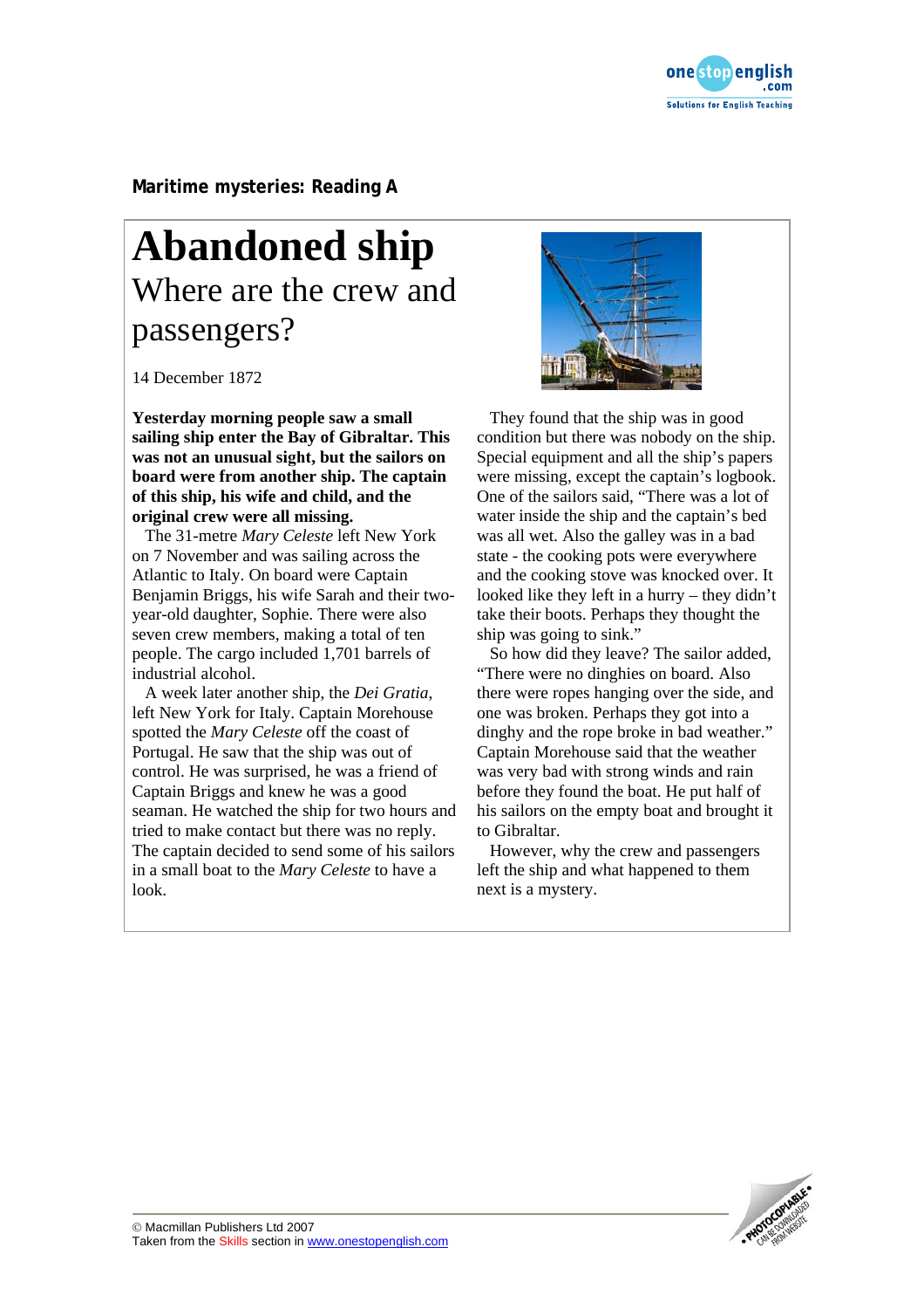**Maritime mysteries: Reading A**

# Abandoned ship

## Where are the crew and passengers?

14 December 1872

**Yesterday morning people saw a small sailing ship enter the Bay of Gibraltar. This was not an unusual sight, but the sailors on board were from another ship. The captain of this ship, his wife and child, and the original crew were all missing.**

The 31-metre *Mary Celeste* left New York on 7 November and was sailing across the Atlantic to Italy. On board were Captain Benjamin Briggs, his wife Sarah and their two-year-old daughter, Sophie. There were also seven crew members, making a total of ten people. The cargo included 1,701 barrels of industrial alcohol.

A week later another ship, the *Dei Gratia*, left New York for Italy. Captain Morehouse spotted the *Mary Celeste* off the coast of Portugal. He saw that the ship was out of control. He was surprised, he was a friend of Captain Briggs and knew he was a good seaman. He watched the ship for two hours and tried to make contact but there was no reply. The captain decided to send some of his sailors in a small boat to the *Mary Celeste* to have a look.

They found that the ship was in good condition but there was nobody on the ship. Special equipment and all the ship's papers were missing, except the captain's logbook. One of the sailors said, "There was a lot of water inside the ship and the captain's bed was all wet. Also the galley was in a bad state - the cooking pots were everywhere and the cooking stove was knocked over. It looked like they left in a hurry – they didn't take their boots. Perhaps they thought the ship was going to sink."

So how did they leave? The sailor added, "There were no dinghies on board. Also there were ropes hanging over the side, and one was broken. Perhaps they got into a dinghy and the rope broke in bad weather." Captain Morehouse said that the weather was very bad with strong winds and rain before they found the boat. He put half of his sailors on the empty boat and brought it to Gibraltar.

However, why the crew and passengers left the ship and what happened to them next is a mystery.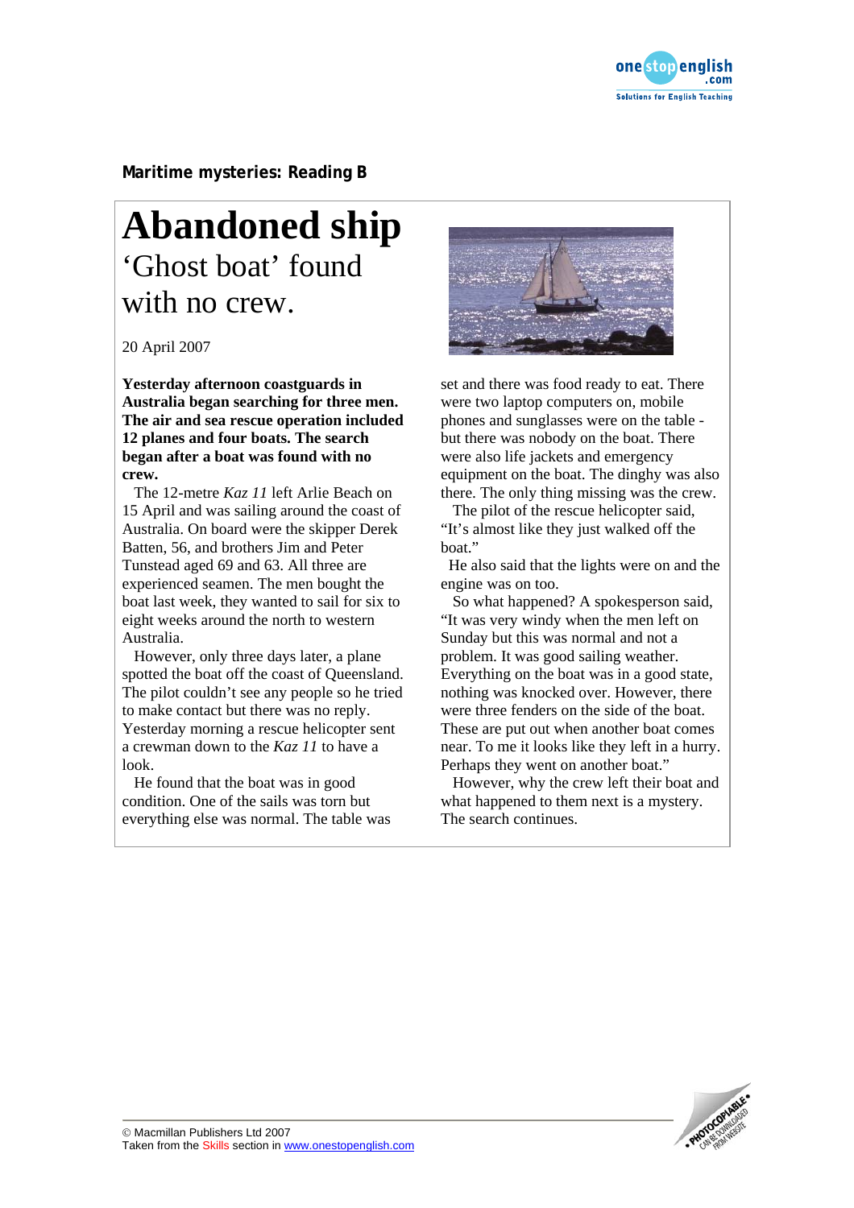**Maritime mysteries: Reading B**

# Abandoned ship

## 'Ghost boat' found with no crew.

20 April 2007

**Yesterday afternoon coastguards in Australia began searching for three men. The air and sea rescue operation included 12 planes and four boats. The search began after a boat was found with no crew.**

The 12-metre *Kaz 11* left Arlie Beach on 15 April and was sailing around the coast of Australia. On board were the skipper Derek Batten, 56, and brothers Jim and Peter Tunstead aged 69 and 63. All three are experienced seamen. The men bought the boat last week, they wanted to sail for six to eight weeks around the north to western Australia.

However, only three days later, a plane spotted the boat off the coast of Queensland. The pilot couldn't see any people so he tried to make contact but there was no reply. Yesterday morning a rescue helicopter sent a crewman down to the *Kaz 11* to have a look.

He found that the boat was in good condition. One of the sails was torn but everything else was normal. The table was set and there was food ready to eat. There were two laptop computers on, mobile phones and sunglasses were on the table - but there was nobody on the boat. There were also life jackets and emergency equipment on the boat. The dinghy was also there. The only thing missing was the crew.

The pilot of the rescue helicopter said, "It's almost like they just walked off the boat."

He also said that the lights were on and the engine was on too.

So what happened? A spokesperson said, "It was very windy when the men left on Sunday but this was normal and not a problem. It was good sailing weather. Everything on the boat was in a good state, nothing was knocked over. However, there were three fenders on the side of the boat. These are put out when another boat comes near. To me it looks like they left in a hurry. Perhaps they went on another boat."

However, why the crew left their boat and what happened to them next is a mystery. The search continues.

© Macmillan Publishers Ltd 2007
Taken from the Skills section in www.onestopenglish.com